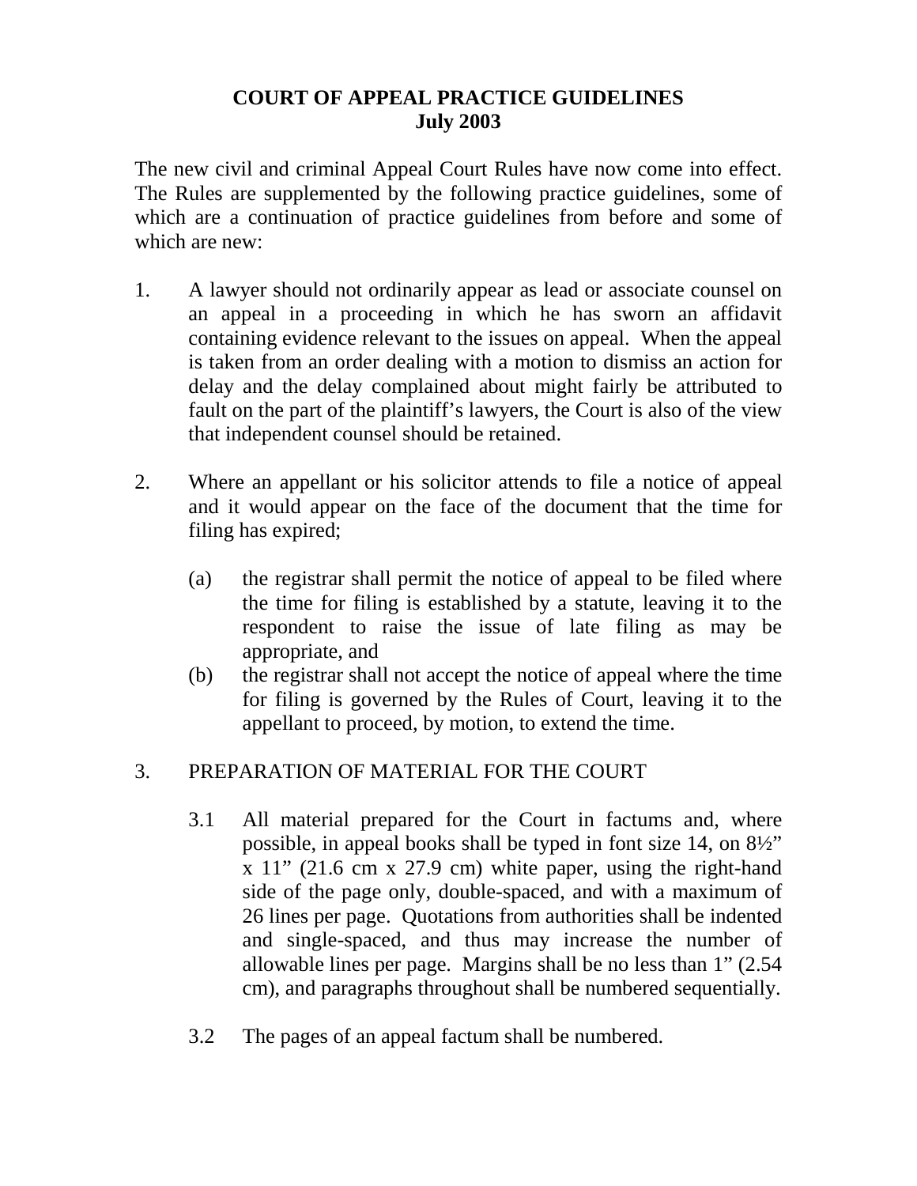# COURT OF APPEAL PRACTICE GUIDELINES
**July 2003**

The new civil and criminal Appeal Court Rules have now come into effect. The Rules are supplemented by the following practice guidelines, some of which are a continuation of practice guidelines from before and some of which are new:

1. A lawyer should not ordinarily appear as lead or associate counsel on an appeal in a proceeding in which he has sworn an affidavit containing evidence relevant to the issues on appeal. When the appeal is taken from an order dealing with a motion to dismiss an action for delay and the delay complained about might fairly be attributed to fault on the part of the plaintiff's lawyers, the Court is also of the view that independent counsel should be retained.

2. Where an appellant or his solicitor attends to file a notice of appeal and it would appear on the face of the document that the time for filing has expired;

   (a) the registrar shall permit the notice of appeal to be filed where the time for filing is established by a statute, leaving it to the respondent to raise the issue of late filing as may be appropriate, and

   (b) the registrar shall not accept the notice of appeal where the time for filing is governed by the Rules of Court, leaving it to the appellant to proceed, by motion, to extend the time.

3. PREPARATION OF MATERIAL FOR THE COURT

   3.1 All material prepared for the Court in factums and, where possible, in appeal books shall be typed in font size 14, on 8½" x 11" (21.6 cm x 27.9 cm) white paper, using the right-hand side of the page only, double-spaced, and with a maximum of 26 lines per page. Quotations from authorities shall be indented and single-spaced, and thus may increase the number of allowable lines per page. Margins shall be no less than 1" (2.54 cm), and paragraphs throughout shall be numbered sequentially.

   3.2 The pages of an appeal factum shall be numbered.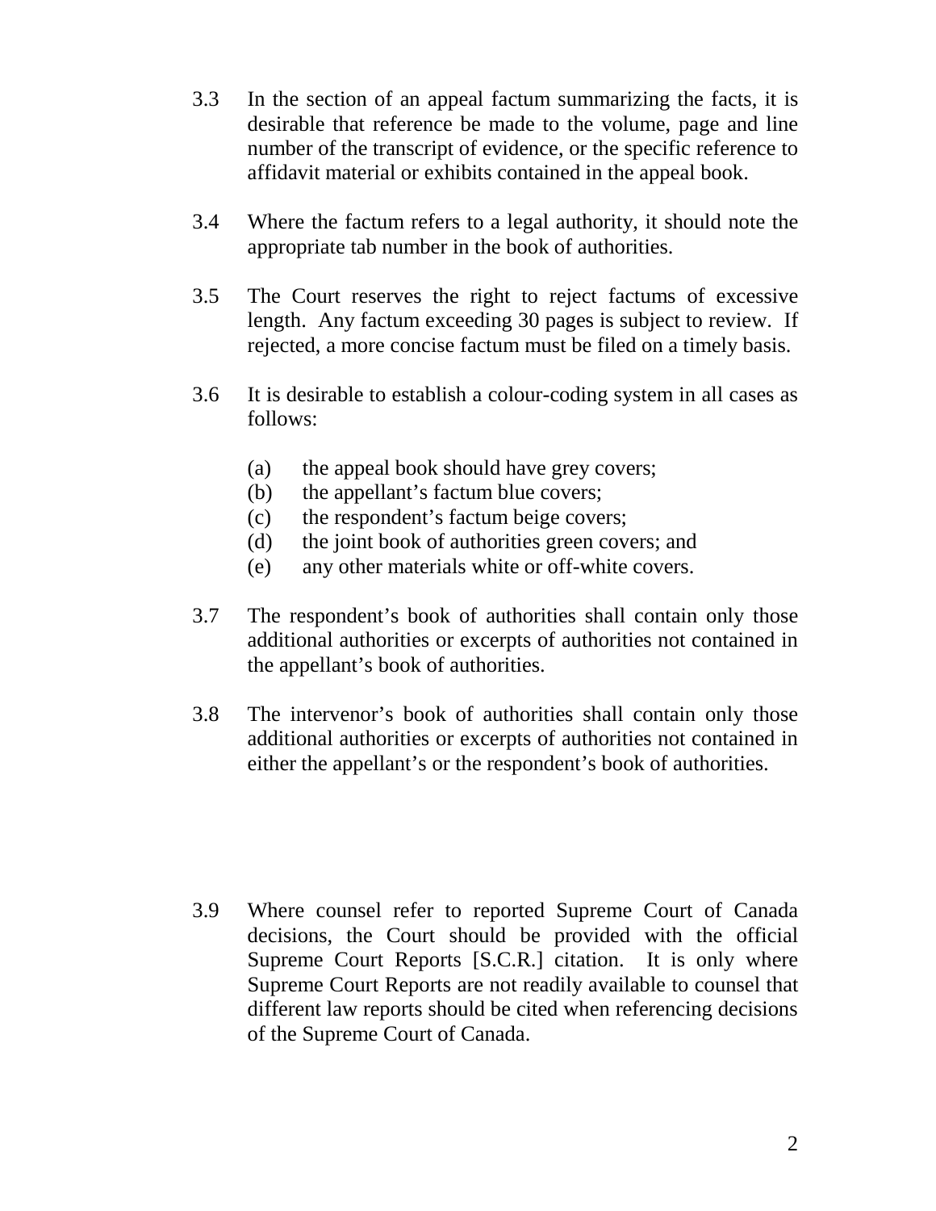3.3 In the section of an appeal factum summarizing the facts, it is desirable that reference be made to the volume, page and line number of the transcript of evidence, or the specific reference to affidavit material or exhibits contained in the appeal book.

3.4 Where the factum refers to a legal authority, it should note the appropriate tab number in the book of authorities.

3.5 The Court reserves the right to reject factums of excessive length. Any factum exceeding 30 pages is subject to review. If rejected, a more concise factum must be filed on a timely basis.

3.6 It is desirable to establish a colour-coding system in all cases as follows:

   (a) the appeal book should have grey covers;
   (b) the appellant's factum blue covers;
   (c) the respondent's factum beige covers;
   (d) the joint book of authorities green covers; and
   (e) any other materials white or off-white covers.

3.7 The respondent's book of authorities shall contain only those additional authorities or excerpts of authorities not contained in the appellant's book of authorities.

3.8 The intervenor's book of authorities shall contain only those additional authorities or excerpts of authorities not contained in either the appellant's or the respondent's book of authorities.

3.9 Where counsel refer to reported Supreme Court of Canada decisions, the Court should be provided with the official Supreme Court Reports [S.C.R.] citation. It is only where Supreme Court Reports are not readily available to counsel that different law reports should be cited when referencing decisions of the Supreme Court of Canada.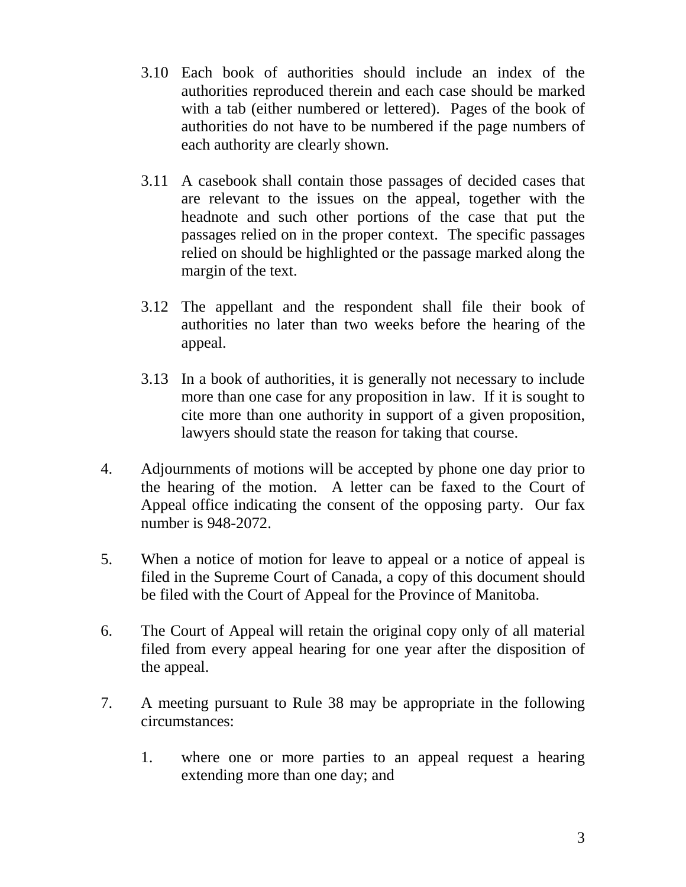3.10 Each book of authorities should include an index of the authorities reproduced therein and each case should be marked with a tab (either numbered or lettered). Pages of the book of authorities do not have to be numbered if the page numbers of each authority are clearly shown.

3.11 A casebook shall contain those passages of decided cases that are relevant to the issues on the appeal, together with the headnote and such other portions of the case that put the passages relied on in the proper context. The specific passages relied on should be highlighted or the passage marked along the margin of the text.

3.12 The appellant and the respondent shall file their book of authorities no later than two weeks before the hearing of the appeal.

3.13 In a book of authorities, it is generally not necessary to include more than one case for any proposition in law. If it is sought to cite more than one authority in support of a given proposition, lawyers should state the reason for taking that course.

4. Adjournments of motions will be accepted by phone one day prior to the hearing of the motion. A letter can be faxed to the Court of Appeal office indicating the consent of the opposing party. Our fax number is 948-2072.

5. When a notice of motion for leave to appeal or a notice of appeal is filed in the Supreme Court of Canada, a copy of this document should be filed with the Court of Appeal for the Province of Manitoba.

6. The Court of Appeal will retain the original copy only of all material filed from every appeal hearing for one year after the disposition of the appeal.

7. A meeting pursuant to Rule 38 may be appropriate in the following circumstances:

   1. where one or more parties to an appeal request a hearing extending more than one day; and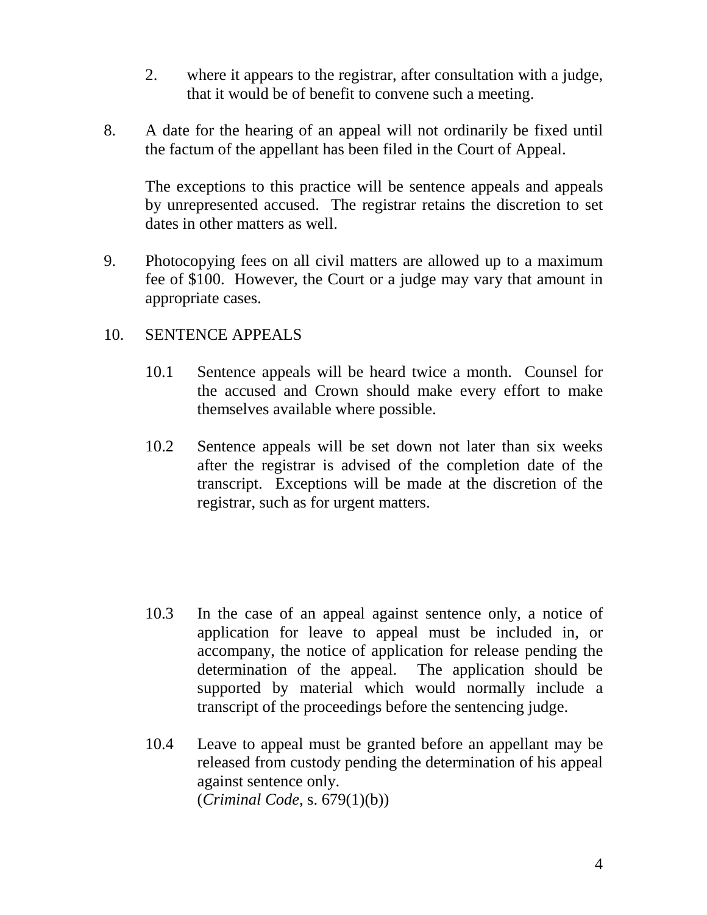2. where it appears to the registrar, after consultation with a judge, that it would be of benefit to convene such a meeting.

8. A date for the hearing of an appeal will not ordinarily be fixed until the factum of the appellant has been filed in the Court of Appeal.

   The exceptions to this practice will be sentence appeals and appeals by unrepresented accused. The registrar retains the discretion to set dates in other matters as well.

9. Photocopying fees on all civil matters are allowed up to a maximum fee of $100. However, the Court or a judge may vary that amount in appropriate cases.

10. SENTENCE APPEALS

    10.1 Sentence appeals will be heard twice a month. Counsel for the accused and Crown should make every effort to make themselves available where possible.

    10.2 Sentence appeals will be set down not later than six weeks after the registrar is advised of the completion date of the transcript. Exceptions will be made at the discretion of the registrar, such as for urgent matters.

    10.3 In the case of an appeal against sentence only, a notice of application for leave to appeal must be included in, or accompany, the notice of application for release pending the determination of the appeal. The application should be supported by material which would normally include a transcript of the proceedings before the sentencing judge.

    10.4 Leave to appeal must be granted before an appellant may be released from custody pending the determination of his appeal against sentence only.
    (*Criminal Code*, s. 679(1)(b))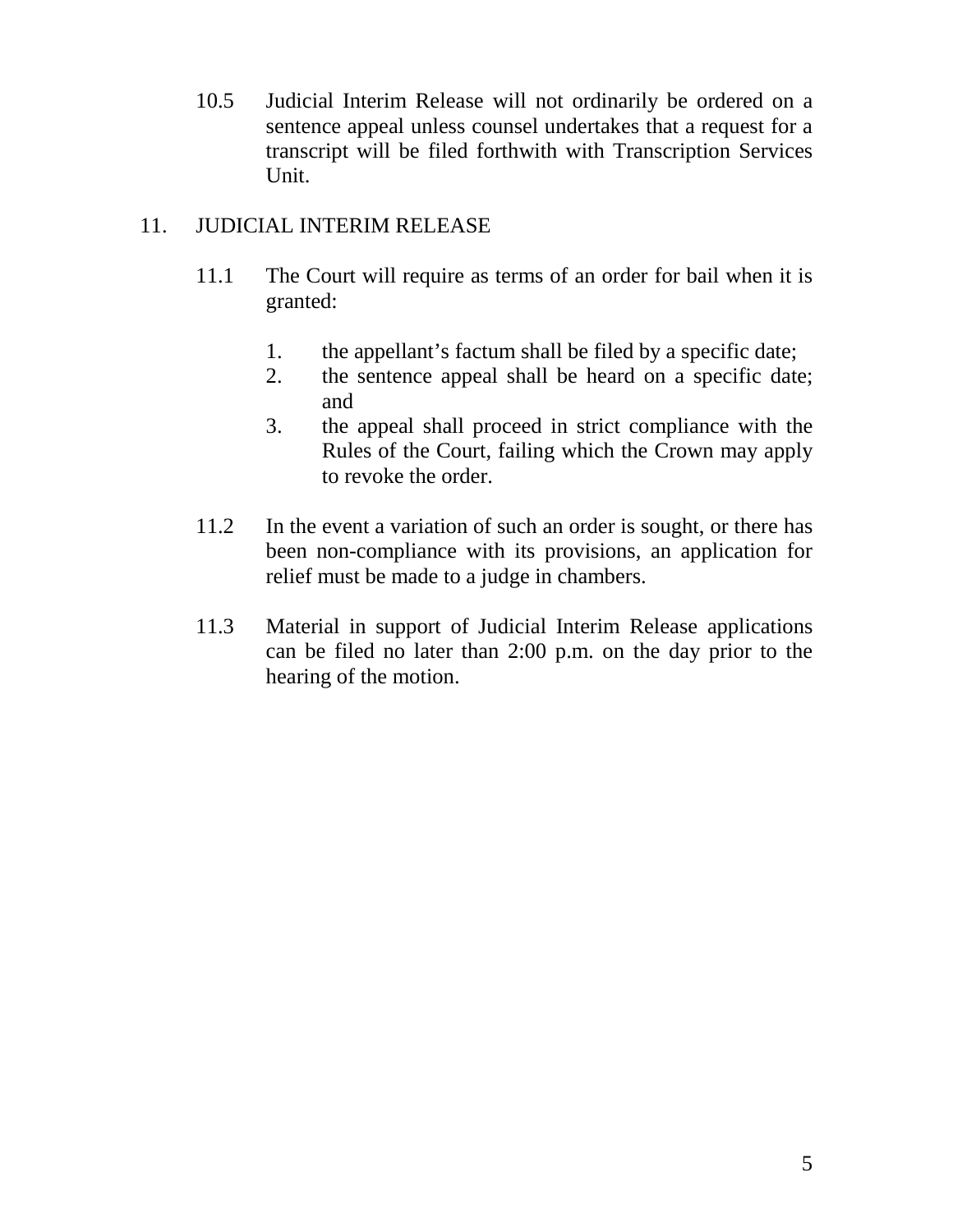10.5 Judicial Interim Release will not ordinarily be ordered on a sentence appeal unless counsel undertakes that a request for a transcript will be filed forthwith with Transcription Services Unit.

## 11. JUDICIAL INTERIM RELEASE

11.1 The Court will require as terms of an order for bail when it is granted:

1. the appellant's factum shall be filed by a specific date;
2. the sentence appeal shall be heard on a specific date; and
3. the appeal shall proceed in strict compliance with the Rules of the Court, failing which the Crown may apply to revoke the order.

11.2 In the event a variation of such an order is sought, or there has been non-compliance with its provisions, an application for relief must be made to a judge in chambers.

11.3 Material in support of Judicial Interim Release applications can be filed no later than 2:00 p.m. on the day prior to the hearing of the motion.